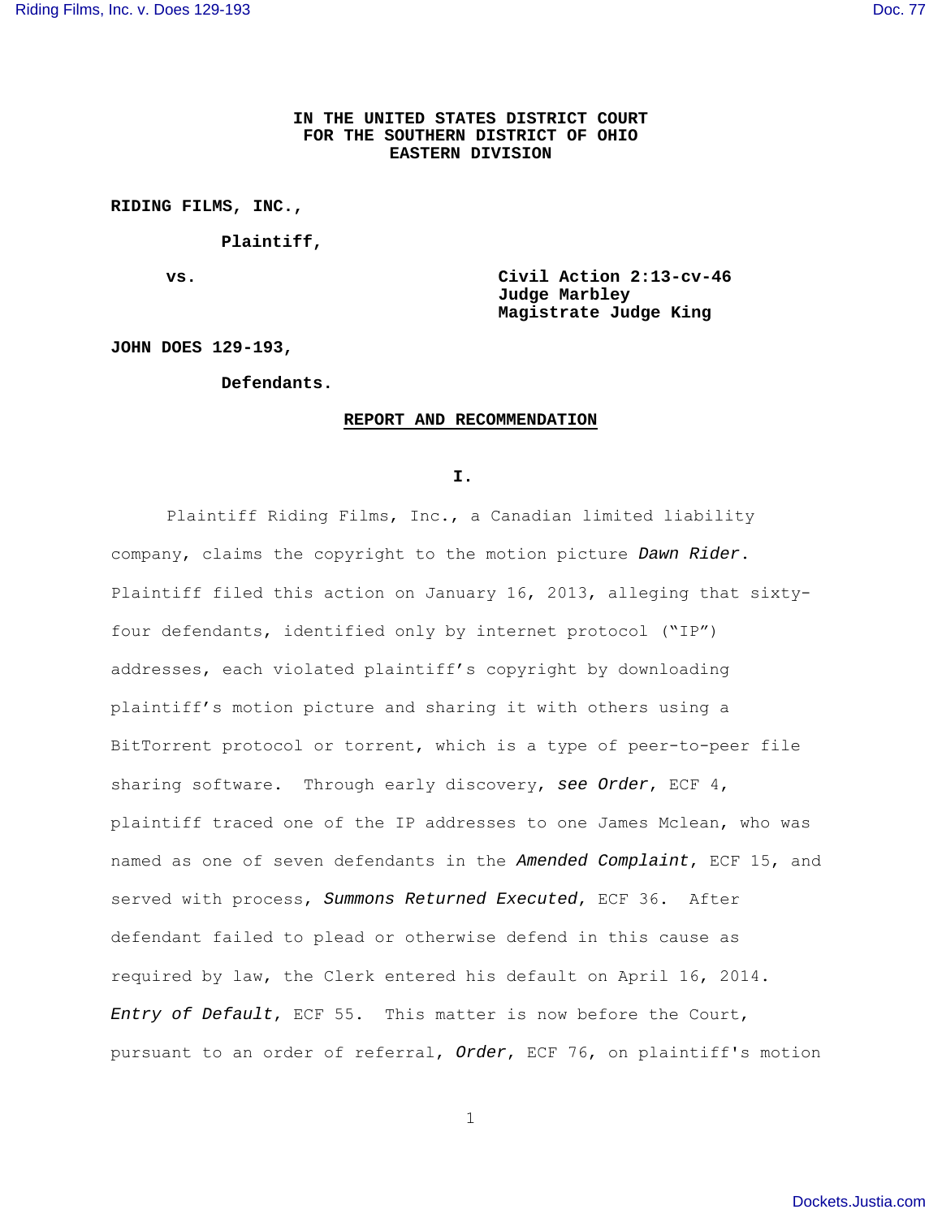**IN THE UNITED STATES DISTRICT COURT**
**FOR THE SOUTHERN DISTRICT OF OHIO**
**EASTERN DIVISION**

**RIDING FILMS, INC.,**

**Plaintiff,**

**vs.** **Civil Action 2:13-cv-46**
**Judge Marbley**
**Magistrate Judge King**

**JOHN DOES 129-193,**

**Defendants.**

## REPORT AND RECOMMENDATION

### I.

Plaintiff Riding Films, Inc., a Canadian limited liability company, claims the copyright to the motion picture *Dawn Rider*. Plaintiff filed this action on January 16, 2013, alleging that sixty-four defendants, identified only by internet protocol ("IP") addresses, each violated plaintiff's copyright by downloading plaintiff's motion picture and sharing it with others using a BitTorrent protocol or torrent, which is a type of peer-to-peer file sharing software. Through early discovery, ***see Order***, ECF 4, plaintiff traced one of the IP addresses to one James Mclean, who was named as one of seven defendants in the ***Amended Complaint***, ECF 15, and served with process, ***Summons Returned Executed***, ECF 36. After defendant failed to plead or otherwise defend in this cause as required by law, the Clerk entered his default on April 16, 2014. ***Entry of Default***, ECF 55. This matter is now before the Court, pursuant to an order of referral, ***Order***, ECF 76, on plaintiff's motion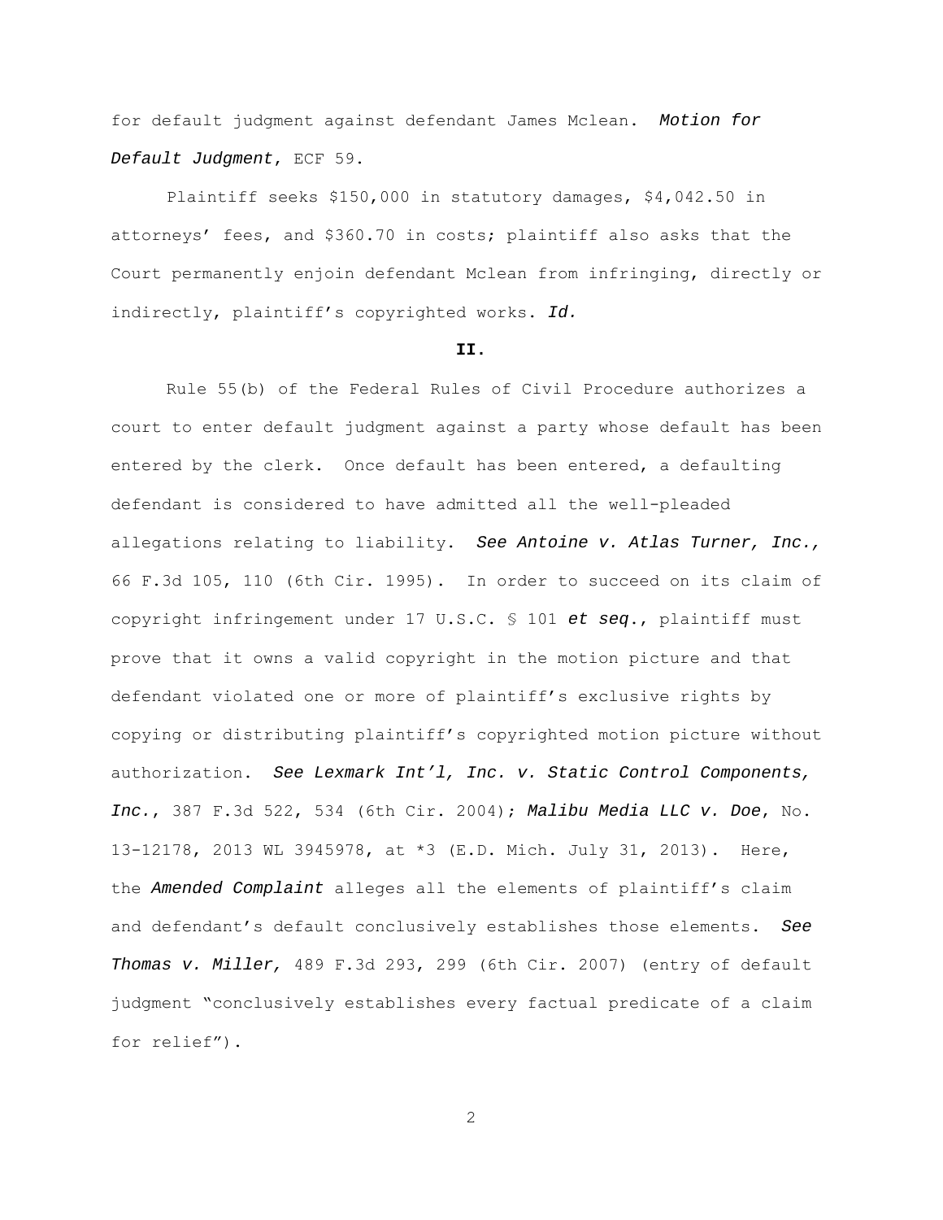for default judgment against defendant James Mclean. *Motion for Default Judgment*, ECF 59.

Plaintiff seeks $150,000 in statutory damages, $4,042.50 in attorneys' fees, and $360.70 in costs; plaintiff also asks that the Court permanently enjoin defendant Mclean from infringing, directly or indirectly, plaintiff's copyrighted works. *Id.*

**II.**

Rule 55(b) of the Federal Rules of Civil Procedure authorizes a court to enter default judgment against a party whose default has been entered by the clerk. Once default has been entered, a defaulting defendant is considered to have admitted all the well-pleaded allegations relating to liability. *See Antoine v. Atlas Turner, Inc.,* 66 F.3d 105, 110 (6th Cir. 1995). In order to succeed on its claim of copyright infringement under 17 U.S.C. § 101 *et seq.*, plaintiff must prove that it owns a valid copyright in the motion picture and that defendant violated one or more of plaintiff's exclusive rights by copying or distributing plaintiff's copyrighted motion picture without authorization. *See Lexmark Int'l, Inc. v. Static Control Components, Inc.*, 387 F.3d 522, 534 (6th Cir. 2004); *Malibu Media LLC v. Doe*, No. 13-12178, 2013 WL 3945978, at *3 (E.D. Mich. July 31, 2013). Here, the *Amended Complaint* alleges all the elements of plaintiff's claim and defendant's default conclusively establishes those elements. *See Thomas v. Miller,* 489 F.3d 293, 299 (6th Cir. 2007) (entry of default judgment "conclusively establishes every factual predicate of a claim for relief").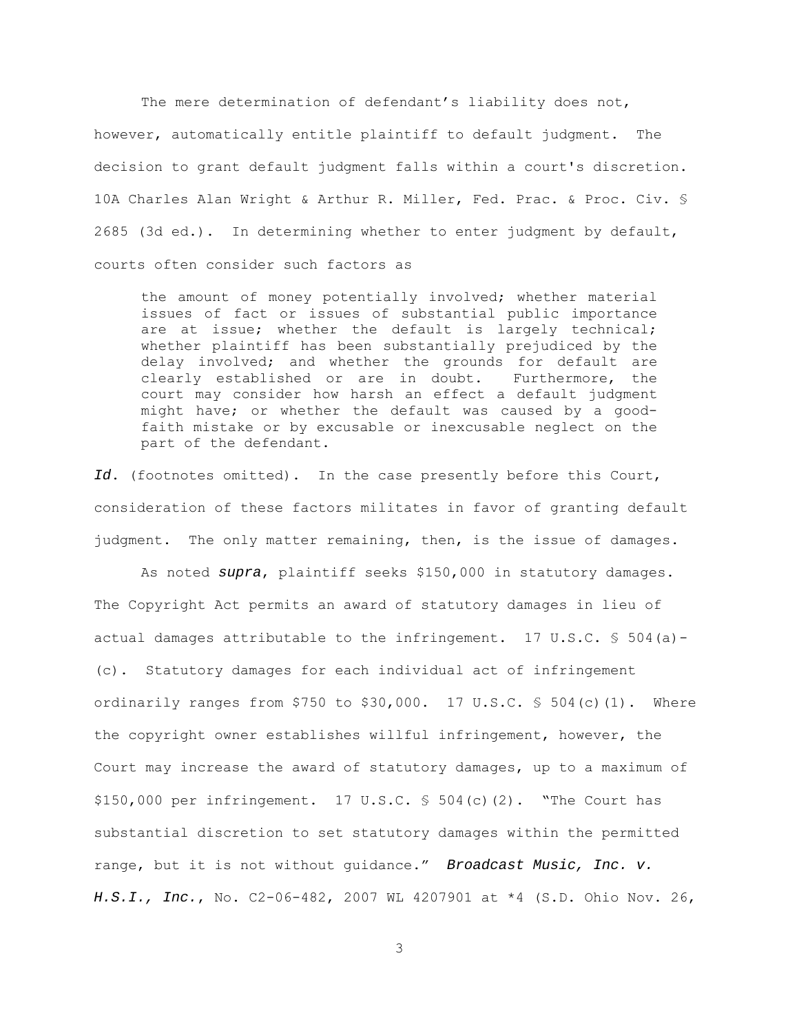The mere determination of defendant's liability does not, however, automatically entitle plaintiff to default judgment. The decision to grant default judgment falls within a court's discretion. 10A Charles Alan Wright & Arthur R. Miller, Fed. Prac. & Proc. Civ. § 2685 (3d ed.). In determining whether to enter judgment by default, courts often consider such factors as

> the amount of money potentially involved; whether material issues of fact or issues of substantial public importance are at issue; whether the default is largely technical; whether plaintiff has been substantially prejudiced by the delay involved; and whether the grounds for default are clearly established or are in doubt. Furthermore, the court may consider how harsh an effect a default judgment might have; or whether the default was caused by a good-faith mistake or by excusable or inexcusable neglect on the part of the defendant.

***Id.*** (footnotes omitted). In the case presently before this Court, consideration of these factors militates in favor of granting default judgment. The only matter remaining, then, is the issue of damages.

As noted ***supra***, plaintiff seeks $150,000 in statutory damages. The Copyright Act permits an award of statutory damages in lieu of actual damages attributable to the infringement. 17 U.S.C. § 504(a)-(c). Statutory damages for each individual act of infringement ordinarily ranges from $750 to $30,000. 17 U.S.C. § 504(c)(1). Where the copyright owner establishes willful infringement, however, the Court may increase the award of statutory damages, up to a maximum of $150,000 per infringement. 17 U.S.C. § 504(c)(2). "The Court has substantial discretion to set statutory damages within the permitted range, but it is not without guidance." ***Broadcast Music, Inc. v. H.S.I., Inc.***, No. C2-06-482, 2007 WL 4207901 at *4 (S.D. Ohio Nov. 26,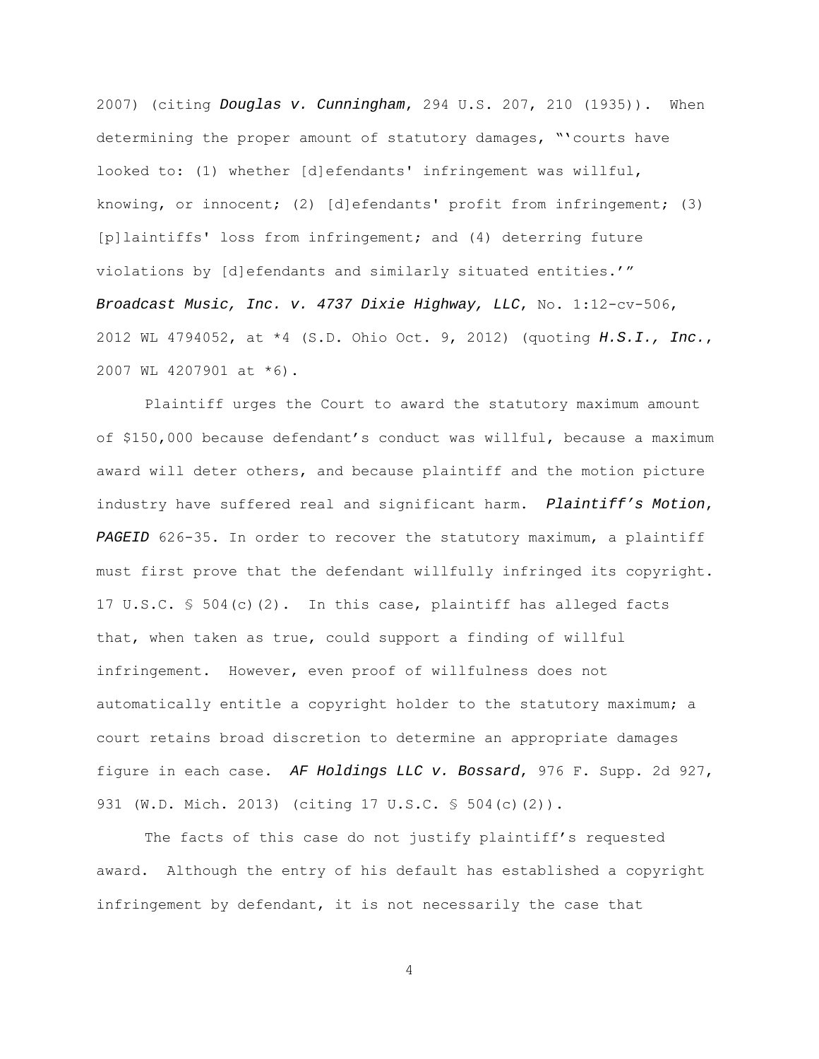2007) (citing ***Douglas v. Cunningham***, 294 U.S. 207, 210 (1935)). When determining the proper amount of statutory damages, "'courts have looked to: (1) whether [d]efendants' infringement was willful, knowing, or innocent; (2) [d]efendants' profit from infringement; (3) [p]laintiffs' loss from infringement; and (4) deterring future violations by [d]efendants and similarly situated entities.'" ***Broadcast Music, Inc. v. 4737 Dixie Highway, LLC***, No. 1:12-cv-506, 2012 WL 4794052, at *4 (S.D. Ohio Oct. 9, 2012) (quoting ***H.S.I., Inc.***, 2007 WL 4207901 at *6).

Plaintiff urges the Court to award the statutory maximum amount of $150,000 because defendant's conduct was willful, because a maximum award will deter others, and because plaintiff and the motion picture industry have suffered real and significant harm. ***Plaintiff's Motion***, ***PAGEID*** 626-35. In order to recover the statutory maximum, a plaintiff must first prove that the defendant willfully infringed its copyright. 17 U.S.C. § 504(c)(2). In this case, plaintiff has alleged facts that, when taken as true, could support a finding of willful infringement. However, even proof of willfulness does not automatically entitle a copyright holder to the statutory maximum; a court retains broad discretion to determine an appropriate damages figure in each case. ***AF Holdings LLC v. Bossard***, 976 F. Supp. 2d 927, 931 (W.D. Mich. 2013) (citing 17 U.S.C. § 504(c)(2)).

The facts of this case do not justify plaintiff's requested award. Although the entry of his default has established a copyright infringement by defendant, it is not necessarily the case that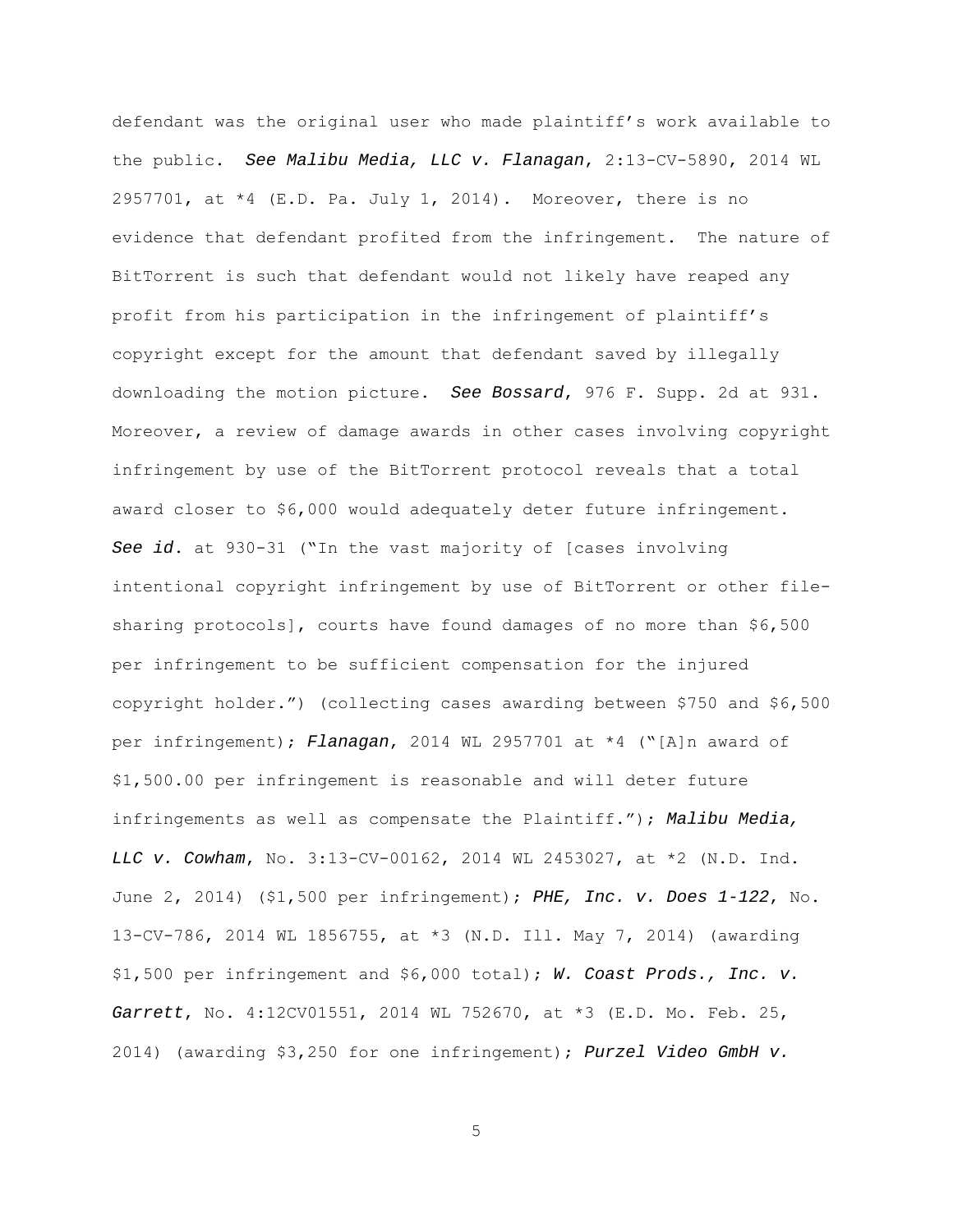defendant was the original user who made plaintiff's work available to the public. *See Malibu Media, LLC v. Flanagan*, 2:13-CV-5890, 2014 WL 2957701, at *4 (E.D. Pa. July 1, 2014). Moreover, there is no evidence that defendant profited from the infringement. The nature of BitTorrent is such that defendant would not likely have reaped any profit from his participation in the infringement of plaintiff's copyright except for the amount that defendant saved by illegally downloading the motion picture. *See Bossard*, 976 F. Supp. 2d at 931. Moreover, a review of damage awards in other cases involving copyright infringement by use of the BitTorrent protocol reveals that a total award closer to $6,000 would adequately deter future infringement. *See id.* at 930-31 ("In the vast majority of [cases involving intentional copyright infringement by use of BitTorrent or other file-sharing protocols], courts have found damages of no more than $6,500 per infringement to be sufficient compensation for the injured copyright holder.") (collecting cases awarding between $750 and $6,500 per infringement); *Flanagan*, 2014 WL 2957701 at *4 ("[A]n award of $1,500.00 per infringement is reasonable and will deter future infringements as well as compensate the Plaintiff."); *Malibu Media, LLC v. Cowham*, No. 3:13-CV-00162, 2014 WL 2453027, at *2 (N.D. Ind. June 2, 2014) ($1,500 per infringement); *PHE, Inc. v. Does 1-122*, No. 13-CV-786, 2014 WL 1856755, at *3 (N.D. Ill. May 7, 2014) (awarding $1,500 per infringement and $6,000 total); *W. Coast Prods., Inc. v. Garrett*, No. 4:12CV01551, 2014 WL 752670, at *3 (E.D. Mo. Feb. 25, 2014) (awarding $3,250 for one infringement); *Purzel Video GmbH v.*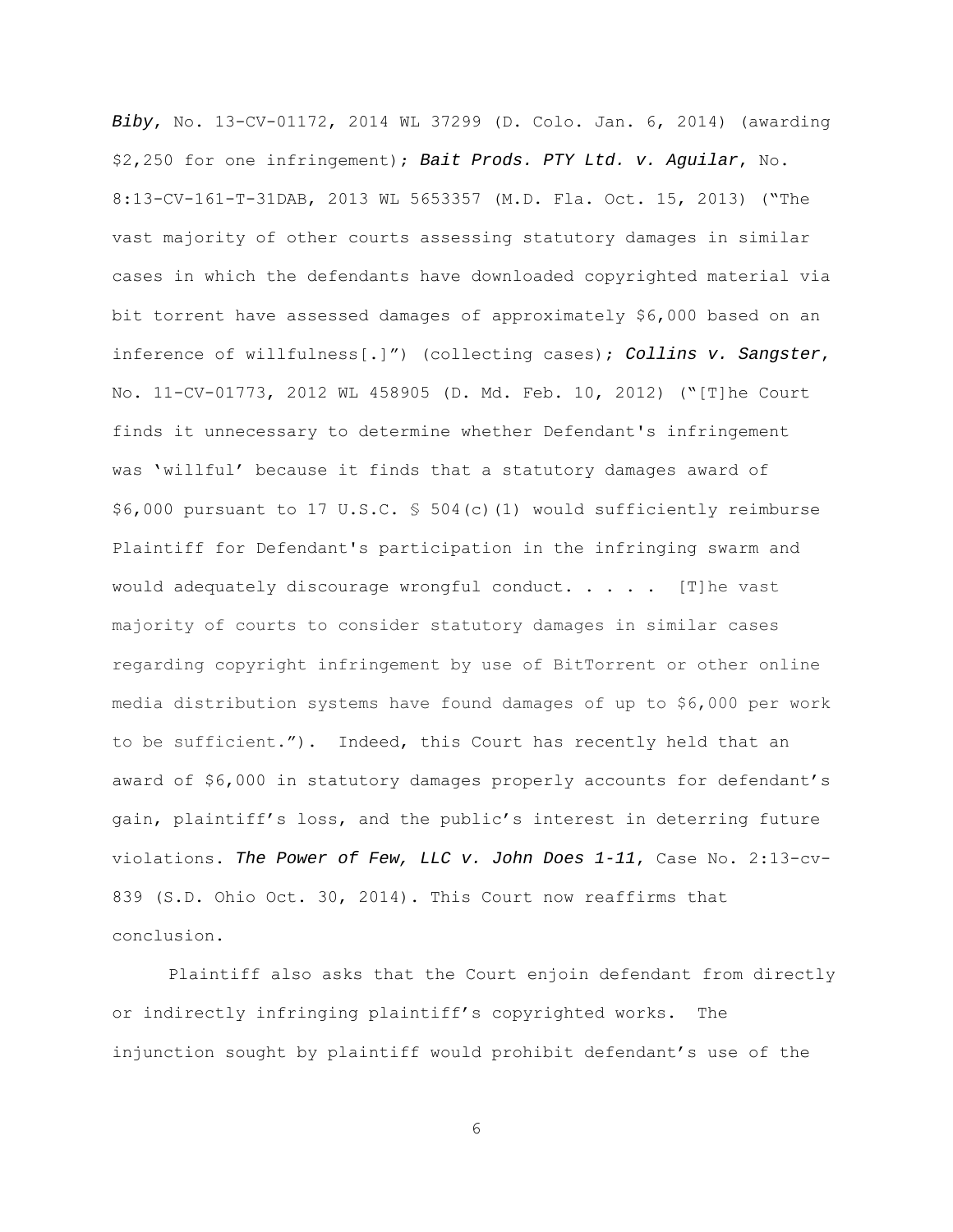*Biby*, No. 13-CV-01172, 2014 WL 37299 (D. Colo. Jan. 6, 2014) (awarding $2,250 for one infringement); *Bait Prods. PTY Ltd. v. Aguilar*, No. 8:13-CV-161-T-31DAB, 2013 WL 5653357 (M.D. Fla. Oct. 15, 2013) ("The vast majority of other courts assessing statutory damages in similar cases in which the defendants have downloaded copyrighted material via bit torrent have assessed damages of approximately $6,000 based on an inference of willfulness[.]") (collecting cases); *Collins v. Sangster*, No. 11-CV-01773, 2012 WL 458905 (D. Md. Feb. 10, 2012) ("[T]he Court finds it unnecessary to determine whether Defendant's infringement was 'willful' because it finds that a statutory damages award of $6,000 pursuant to 17 U.S.C. § 504(c)(1) would sufficiently reimburse Plaintiff for Defendant's participation in the infringing swarm and would adequately discourage wrongful conduct. . . . . [T]he vast majority of courts to consider statutory damages in similar cases regarding copyright infringement by use of BitTorrent or other online media distribution systems have found damages of up to $6,000 per work to be sufficient."). Indeed, this Court has recently held that an award of $6,000 in statutory damages properly accounts for defendant's gain, plaintiff's loss, and the public's interest in deterring future violations. *The Power of Few, LLC v. John Does 1-11*, Case No. 2:13-cv-839 (S.D. Ohio Oct. 30, 2014). This Court now reaffirms that conclusion.

Plaintiff also asks that the Court enjoin defendant from directly or indirectly infringing plaintiff's copyrighted works. The injunction sought by plaintiff would prohibit defendant's use of the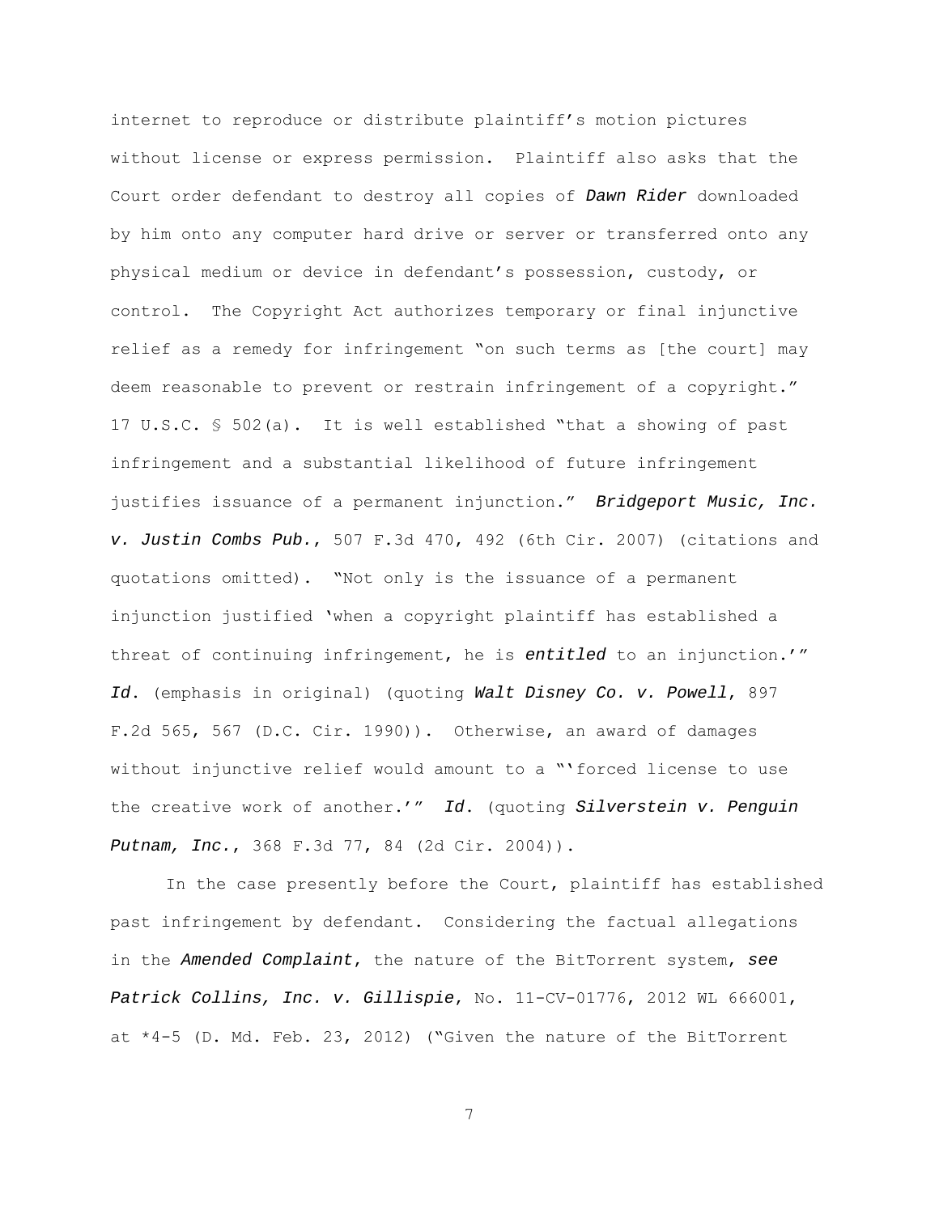internet to reproduce or distribute plaintiff's motion pictures without license or express permission. Plaintiff also asks that the Court order defendant to destroy all copies of *Dawn Rider* downloaded by him onto any computer hard drive or server or transferred onto any physical medium or device in defendant's possession, custody, or control. The Copyright Act authorizes temporary or final injunctive relief as a remedy for infringement "on such terms as [the court] may deem reasonable to prevent or restrain infringement of a copyright." 17 U.S.C. § 502(a). It is well established "that a showing of past infringement and a substantial likelihood of future infringement justifies issuance of a permanent injunction." *Bridgeport Music, Inc. v. Justin Combs Pub.*, 507 F.3d 470, 492 (6th Cir. 2007) (citations and quotations omitted). "Not only is the issuance of a permanent injunction justified 'when a copyright plaintiff has established a threat of continuing infringement, he is ***entitled*** to an injunction.'" *Id.* (emphasis in original) (quoting *Walt Disney Co. v. Powell*, 897 F.2d 565, 567 (D.C. Cir. 1990)). Otherwise, an award of damages without injunctive relief would amount to a "'forced license to use the creative work of another.'" *Id.* (quoting *Silverstein v. Penguin Putnam, Inc.*, 368 F.3d 77, 84 (2d Cir. 2004)).

In the case presently before the Court, plaintiff has established past infringement by defendant. Considering the factual allegations in the *Amended Complaint*, the nature of the BitTorrent system, *see Patrick Collins, Inc. v. Gillispie*, No. 11-CV-01776, 2012 WL 666001, at *4-5 (D. Md. Feb. 23, 2012) ("Given the nature of the BitTorrent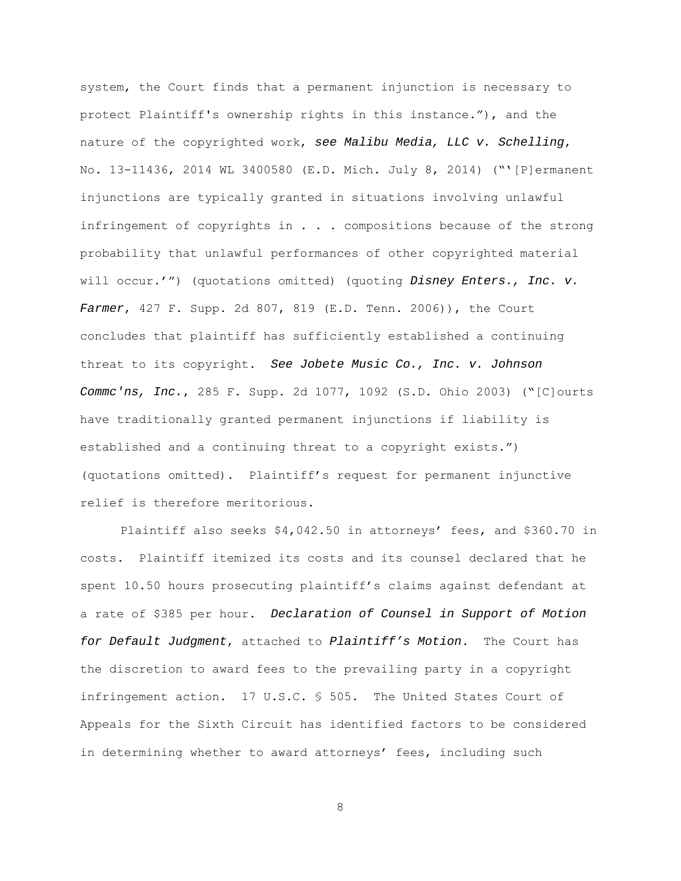system, the Court finds that a permanent injunction is necessary to protect Plaintiff's ownership rights in this instance."), and the nature of the copyrighted work, *see Malibu Media, LLC v. Schelling*, No. 13-11436, 2014 WL 3400580 (E.D. Mich. July 8, 2014) ("'[P]ermanent injunctions are typically granted in situations involving unlawful infringement of copyrights in . . . compositions because of the strong probability that unlawful performances of other copyrighted material will occur.'") (quotations omitted) (quoting *Disney Enters., Inc. v. Farmer*, 427 F. Supp. 2d 807, 819 (E.D. Tenn. 2006)), the Court concludes that plaintiff has sufficiently established a continuing threat to its copyright. *See Jobete Music Co., Inc. v. Johnson Commc'ns, Inc.*, 285 F. Supp. 2d 1077, 1092 (S.D. Ohio 2003) ("[C]ourts have traditionally granted permanent injunctions if liability is established and a continuing threat to a copyright exists.") (quotations omitted). Plaintiff's request for permanent injunctive relief is therefore meritorious.

Plaintiff also seeks $4,042.50 in attorneys' fees, and $360.70 in costs. Plaintiff itemized its costs and its counsel declared that he spent 10.50 hours prosecuting plaintiff's claims against defendant at a rate of $385 per hour. *Declaration of Counsel in Support of Motion for Default Judgment*, attached to *Plaintiff's Motion*. The Court has the discretion to award fees to the prevailing party in a copyright infringement action. 17 U.S.C. § 505. The United States Court of Appeals for the Sixth Circuit has identified factors to be considered in determining whether to award attorneys' fees, including such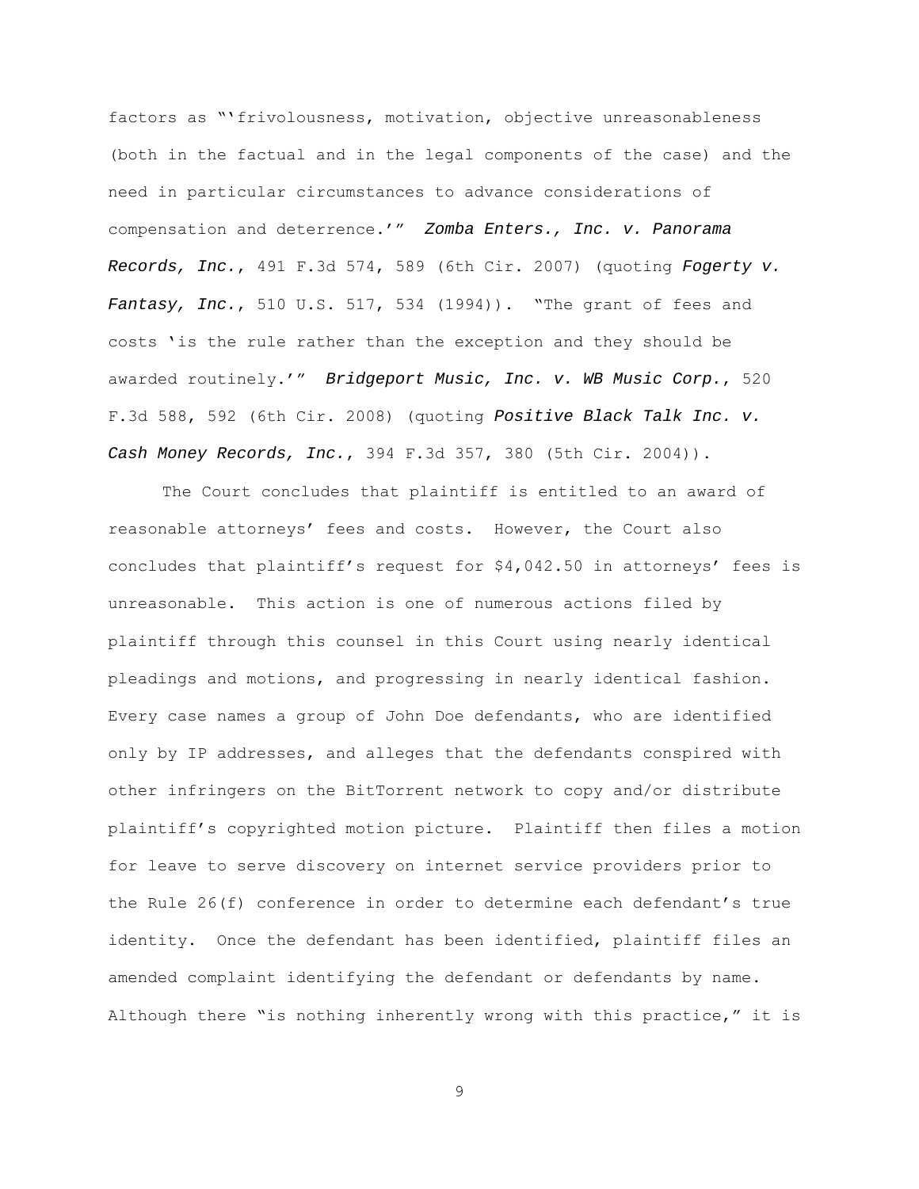factors as "'frivolousness, motivation, objective unreasonableness (both in the factual and in the legal components of the case) and the need in particular circumstances to advance considerations of compensation and deterrence.'" *Zomba Enters., Inc. v. Panorama Records, Inc.*, 491 F.3d 574, 589 (6th Cir. 2007) (quoting *Fogerty v. Fantasy, Inc.*, 510 U.S. 517, 534 (1994)). "The grant of fees and costs 'is the rule rather than the exception and they should be awarded routinely.'" *Bridgeport Music, Inc. v. WB Music Corp.*, 520 F.3d 588, 592 (6th Cir. 2008) (quoting *Positive Black Talk Inc. v. Cash Money Records, Inc.*, 394 F.3d 357, 380 (5th Cir. 2004)).

The Court concludes that plaintiff is entitled to an award of reasonable attorneys' fees and costs. However, the Court also concludes that plaintiff's request for $4,042.50 in attorneys' fees is unreasonable. This action is one of numerous actions filed by plaintiff through this counsel in this Court using nearly identical pleadings and motions, and progressing in nearly identical fashion. Every case names a group of John Doe defendants, who are identified only by IP addresses, and alleges that the defendants conspired with other infringers on the BitTorrent network to copy and/or distribute plaintiff's copyrighted motion picture. Plaintiff then files a motion for leave to serve discovery on internet service providers prior to the Rule 26(f) conference in order to determine each defendant's true identity. Once the defendant has been identified, plaintiff files an amended complaint identifying the defendant or defendants by name. Although there "is nothing inherently wrong with this practice," it is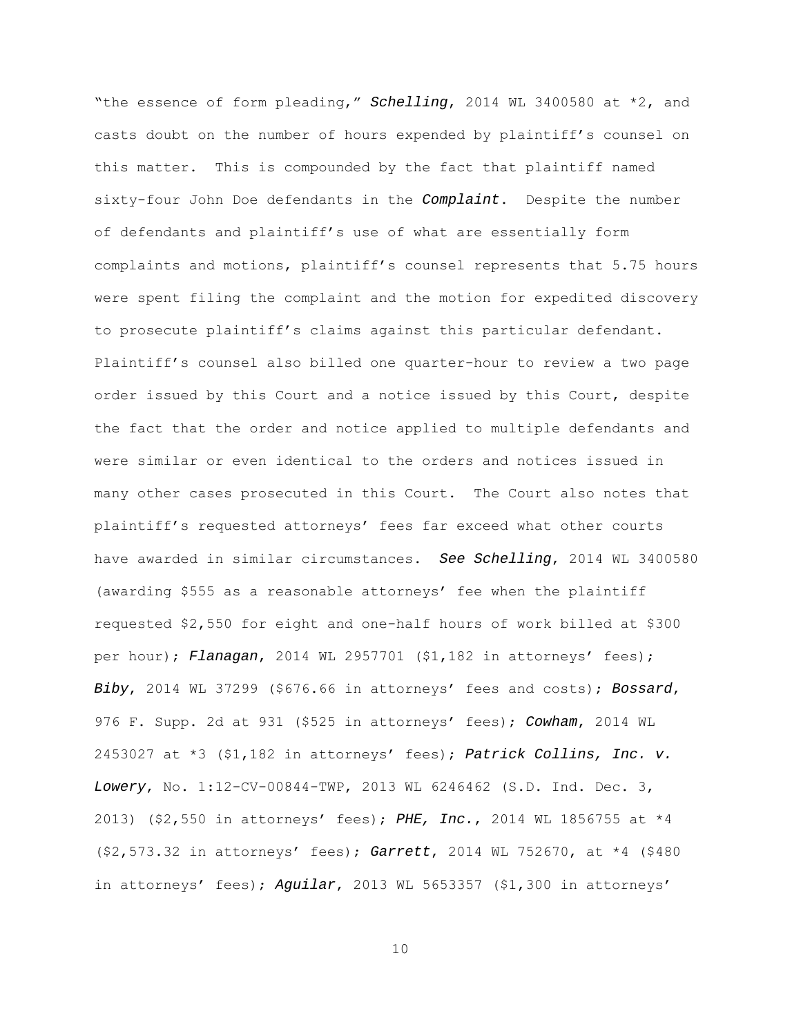"the essence of form pleading," ***Schelling***, 2014 WL 3400580 at *2, and casts doubt on the number of hours expended by plaintiff's counsel on this matter. This is compounded by the fact that plaintiff named sixty-four John Doe defendants in the ***Complaint***. Despite the number of defendants and plaintiff's use of what are essentially form complaints and motions, plaintiff's counsel represents that 5.75 hours were spent filing the complaint and the motion for expedited discovery to prosecute plaintiff's claims against this particular defendant. Plaintiff's counsel also billed one quarter-hour to review a two page order issued by this Court and a notice issued by this Court, despite the fact that the order and notice applied to multiple defendants and were similar or even identical to the orders and notices issued in many other cases prosecuted in this Court. The Court also notes that plaintiff's requested attorneys' fees far exceed what other courts have awarded in similar circumstances. ***See Schelling***, 2014 WL 3400580 (awarding $555 as a reasonable attorneys' fee when the plaintiff requested $2,550 for eight and one-half hours of work billed at $300 per hour); ***Flanagan***, 2014 WL 2957701 ($1,182 in attorneys' fees); ***Biby***, 2014 WL 37299 ($676.66 in attorneys' fees and costs); ***Bossard***, 976 F. Supp. 2d at 931 ($525 in attorneys' fees); ***Cowham***, 2014 WL 2453027 at *3 ($1,182 in attorneys' fees); ***Patrick Collins, Inc. v. Lowery***, No. 1:12-CV-00844-TWP, 2013 WL 6246462 (S.D. Ind. Dec. 3, 2013) ($2,550 in attorneys' fees); ***PHE, Inc.***, 2014 WL 1856755 at *4 ($2,573.32 in attorneys' fees); ***Garrett***, 2014 WL 752670, at *4 ($480 in attorneys' fees); ***Aguilar***, 2013 WL 5653357 ($1,300 in attorneys'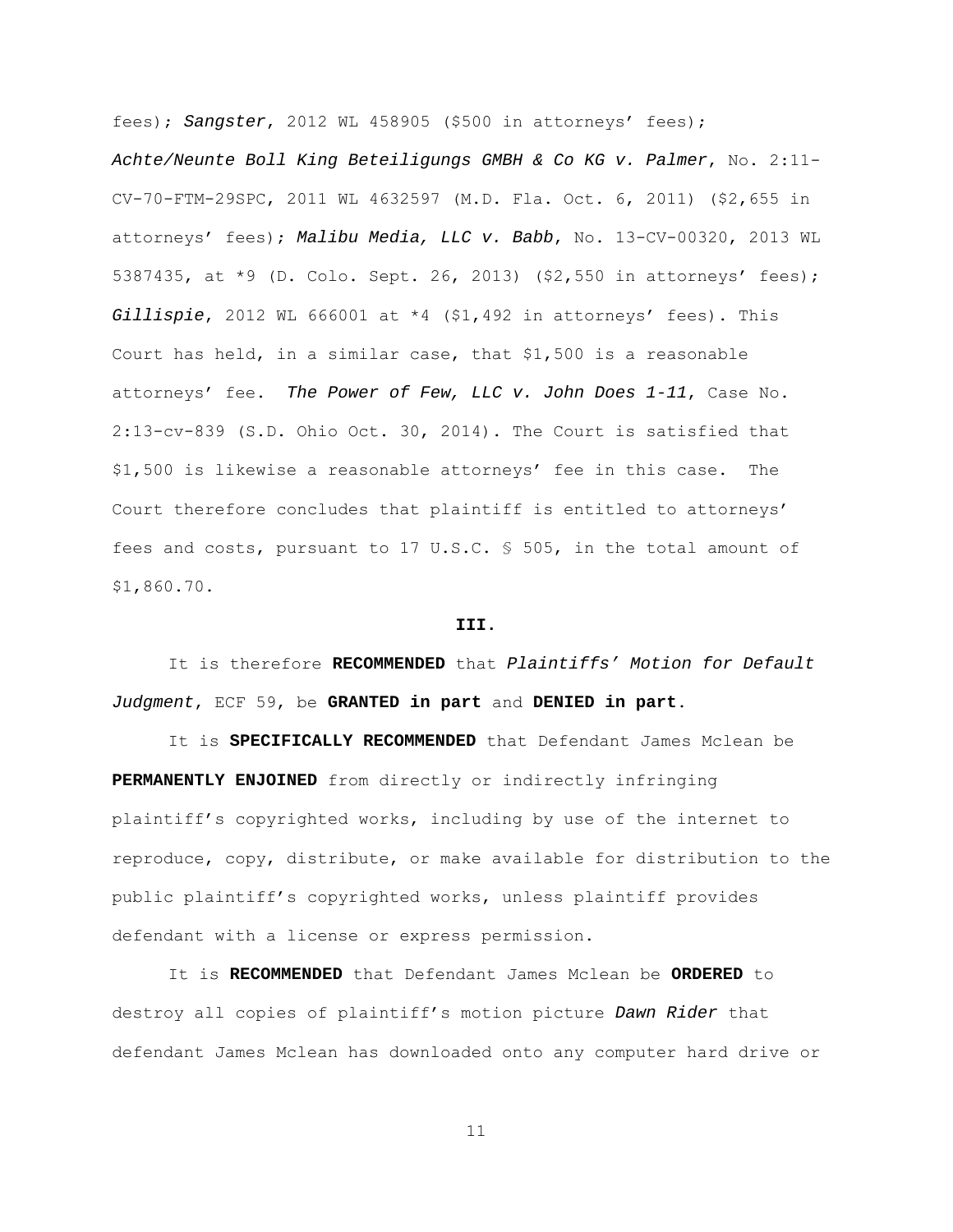fees); *Sangster*, 2012 WL 458905 ($500 in attorneys' fees); *Achte/Neunte Boll King Beteiligungs GMBH & Co KG v. Palmer*, No. 2:11-CV-70-FTM-29SPC, 2011 WL 4632597 (M.D. Fla. Oct. 6, 2011) ($2,655 in attorneys' fees); *Malibu Media, LLC v. Babb*, No. 13-CV-00320, 2013 WL 5387435, at *9 (D. Colo. Sept. 26, 2013) ($2,550 in attorneys' fees); *Gillispie*, 2012 WL 666001 at *4 ($1,492 in attorneys' fees). This Court has held, in a similar case, that $1,500 is a reasonable attorneys' fee. *The Power of Few, LLC v. John Does 1-11*, Case No. 2:13-cv-839 (S.D. Ohio Oct. 30, 2014). The Court is satisfied that $1,500 is likewise a reasonable attorneys' fee in this case. The Court therefore concludes that plaintiff is entitled to attorneys' fees and costs, pursuant to 17 U.S.C. § 505, in the total amount of $1,860.70.

## III.

It is therefore **RECOMMENDED** that *Plaintiffs' Motion for Default Judgment*, ECF 59, be **GRANTED in part** and **DENIED in part**.

It is **SPECIFICALLY RECOMMENDED** that Defendant James Mclean be **PERMANENTLY ENJOINED** from directly or indirectly infringing plaintiff's copyrighted works, including by use of the internet to reproduce, copy, distribute, or make available for distribution to the public plaintiff's copyrighted works, unless plaintiff provides defendant with a license or express permission.

It is **RECOMMENDED** that Defendant James Mclean be **ORDERED** to destroy all copies of plaintiff's motion picture *Dawn Rider* that defendant James Mclean has downloaded onto any computer hard drive or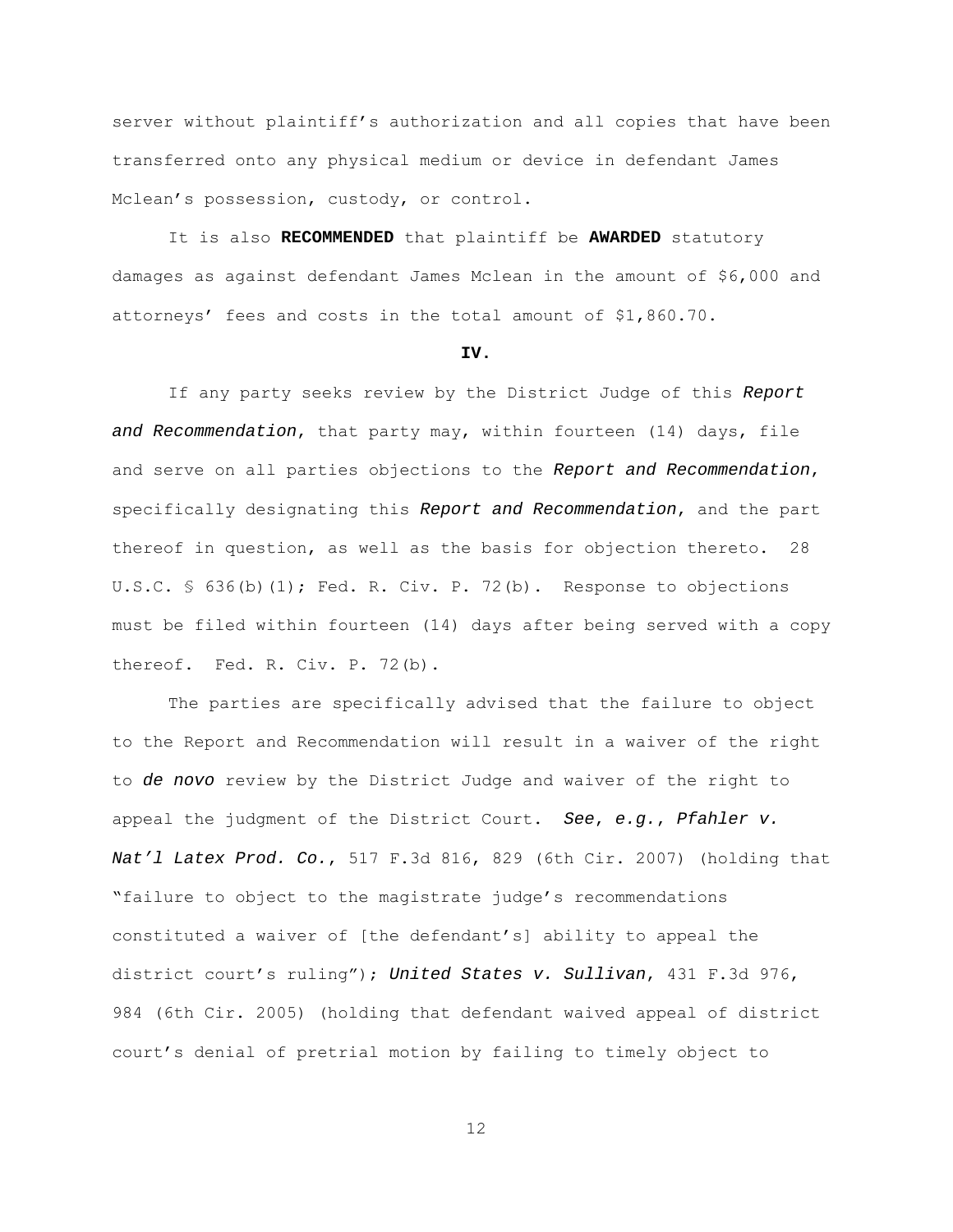server without plaintiff's authorization and all copies that have been transferred onto any physical medium or device in defendant James Mclean's possession, custody, or control.

It is also **RECOMMENDED** that plaintiff be **AWARDED** statutory damages as against defendant James Mclean in the amount of $6,000 and attorneys' fees and costs in the total amount of $1,860.70.

**IV.**

If any party seeks review by the District Judge of this *Report and Recommendation*, that party may, within fourteen (14) days, file and serve on all parties objections to the *Report and Recommendation*, specifically designating this *Report and Recommendation*, and the part thereof in question, as well as the basis for objection thereto. 28 U.S.C. § 636(b)(1); Fed. R. Civ. P. 72(b). Response to objections must be filed within fourteen (14) days after being served with a copy thereof. Fed. R. Civ. P. 72(b).

The parties are specifically advised that the failure to object to the Report and Recommendation will result in a waiver of the right to *de novo* review by the District Judge and waiver of the right to appeal the judgment of the District Court. *See, e.g.*, *Pfahler v. Nat'l Latex Prod. Co.*, 517 F.3d 816, 829 (6th Cir. 2007) (holding that "failure to object to the magistrate judge's recommendations constituted a waiver of [the defendant's] ability to appeal the district court's ruling"); *United States v. Sullivan*, 431 F.3d 976, 984 (6th Cir. 2005) (holding that defendant waived appeal of district court's denial of pretrial motion by failing to timely object to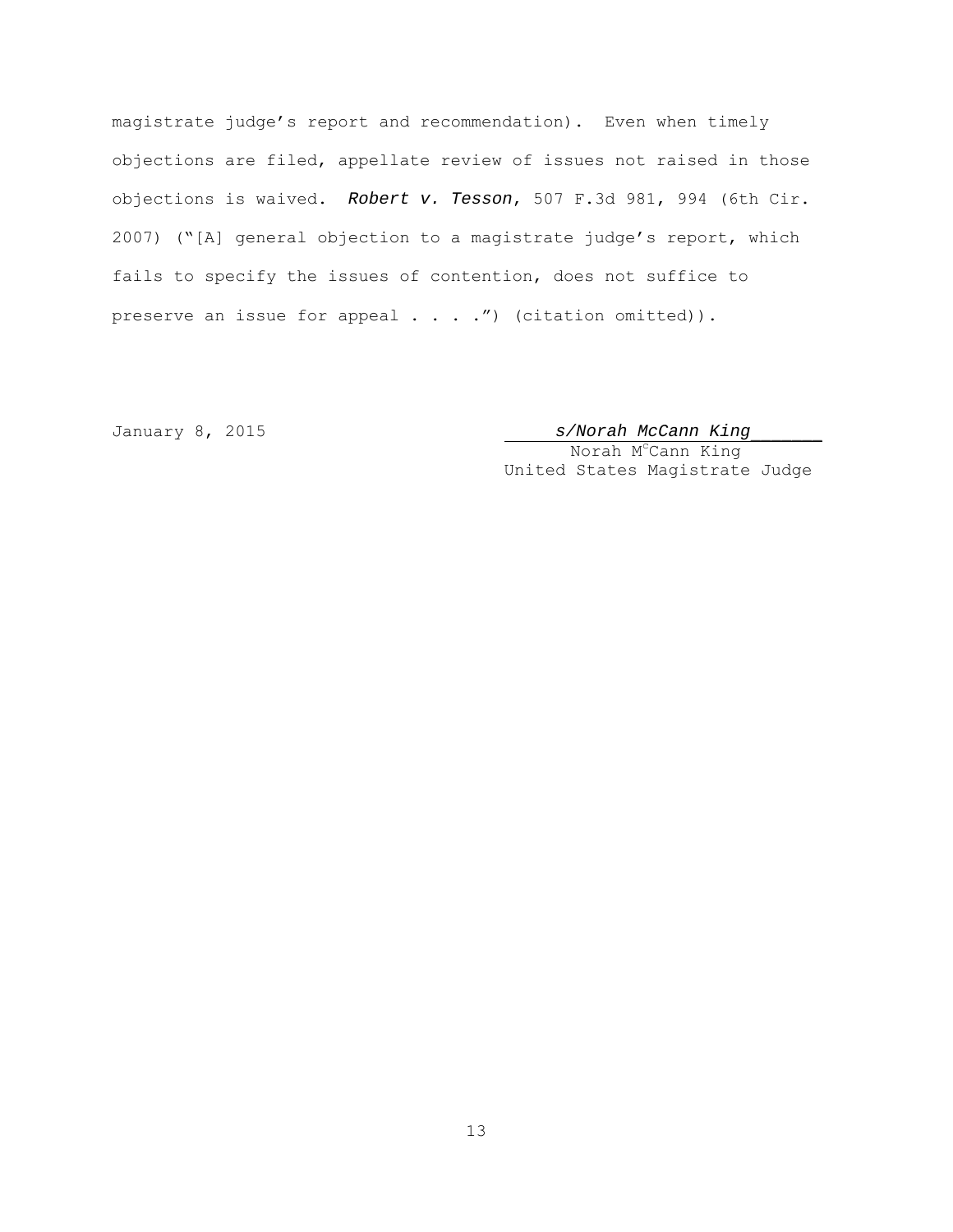magistrate judge's report and recommendation). Even when timely objections are filed, appellate review of issues not raised in those objections is waived. ***Robert v. Tesson***, 507 F.3d 981, 994 (6th Cir. 2007) ("[A] general objection to a magistrate judge's report, which fails to specify the issues of contention, does not suffice to preserve an issue for appeal . . . .") (citation omitted)).

January 8, 2015

*s/Norah McCann King*

Norah McCann King
United States Magistrate Judge